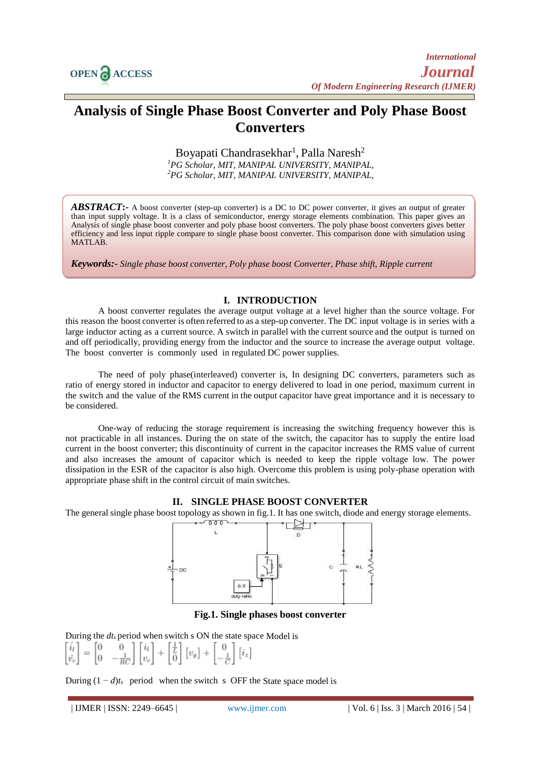OPEN ACCESS

*International Journal Of Modern Engineering Research (IJMER)*

# Analysis of Single Phase Boost Converter and Poly Phase Boost Converters

Boyapati Chandrasekhar[1], Palla Naresh[2]

[1]*PG Scholar, MIT, MANIPAL UNIVERSITY, MANIPAL,*
[2]*PG Scholar, MIT, MANIPAL UNIVERSITY, MANIPAL,*

***ABSTRACT*:-** A boost converter (step-up converter) is a DC to DC power converter, it gives an output of greater than input supply voltage. It is a class of semiconductor, energy storage elements combination. This paper gives Analysis of single phase boost converter and poly phase boost converters. The poly phase boost converters gives better efficiency and less input ripple compare to single phase boost converter. This comparison done with simulation using MATLAB.

***Keywords:-*** *Single phase boost converter, Poly phase boost Converter, Phase shift, Ripple current*

## I. INTRODUCTION

A boost converter regulates the average output voltage at a level higher than the source voltage. For this reason the boost converter is often referred to as a step-up converter. The DC input voltage is in series with a large inductor acting as a current source. A switch in parallel with the current source and the output is turned on and off periodically, providing energy from the inductor and the source to increase the average output voltage. The boost converter is commonly used in regulated DC power supplies.

The need of poly phase(interleaved) converter is, In designing DC converters, parameters such as ratio of energy stored in inductor and capacitor to energy delivered to load in one period, maximum current in the switch and the value of the RMS current in the output capacitor have great importance and it is necessary to be considered.

One-way of reducing the storage requirement is increasing the switching frequency however this is not practicable in all instances. During the on state of the switch, the capacitor has to supply the entire load current in the boost converter; this discontinuity of current in the capacitor increases the RMS value of current and also increases the amount of capacitor which is needed to keep the ripple voltage low. The power dissipation in the ESR of the capacitor is also high. Overcome this problem is using poly-phase operation with appropriate phase shift in the control circuit of main switches.

## II. SINGLE PHASE BOOST CONVERTER

The general single phase boost topology as shown in fig.1. It has one switch, diode and energy storage elements.

**Fig.1. Single phases boost converter**

During the $dt_s$ period when switch s ON the state space Model is

$$\begin{bmatrix} \dot{i_l} \\ \dot{v_c} \end{bmatrix} = \begin{bmatrix} 0 & 0 \\ 0 & -\frac{1}{RC} \end{bmatrix} \begin{bmatrix} i_l \\ v_c \end{bmatrix} + \begin{bmatrix} \frac{1}{L} \\ 0 \end{bmatrix} [v_g] + \begin{bmatrix} 0 \\ -\frac{1}{C} \end{bmatrix} [i_z]$$

During $(1-d)t_s$ period when the switch s OFF the State space model is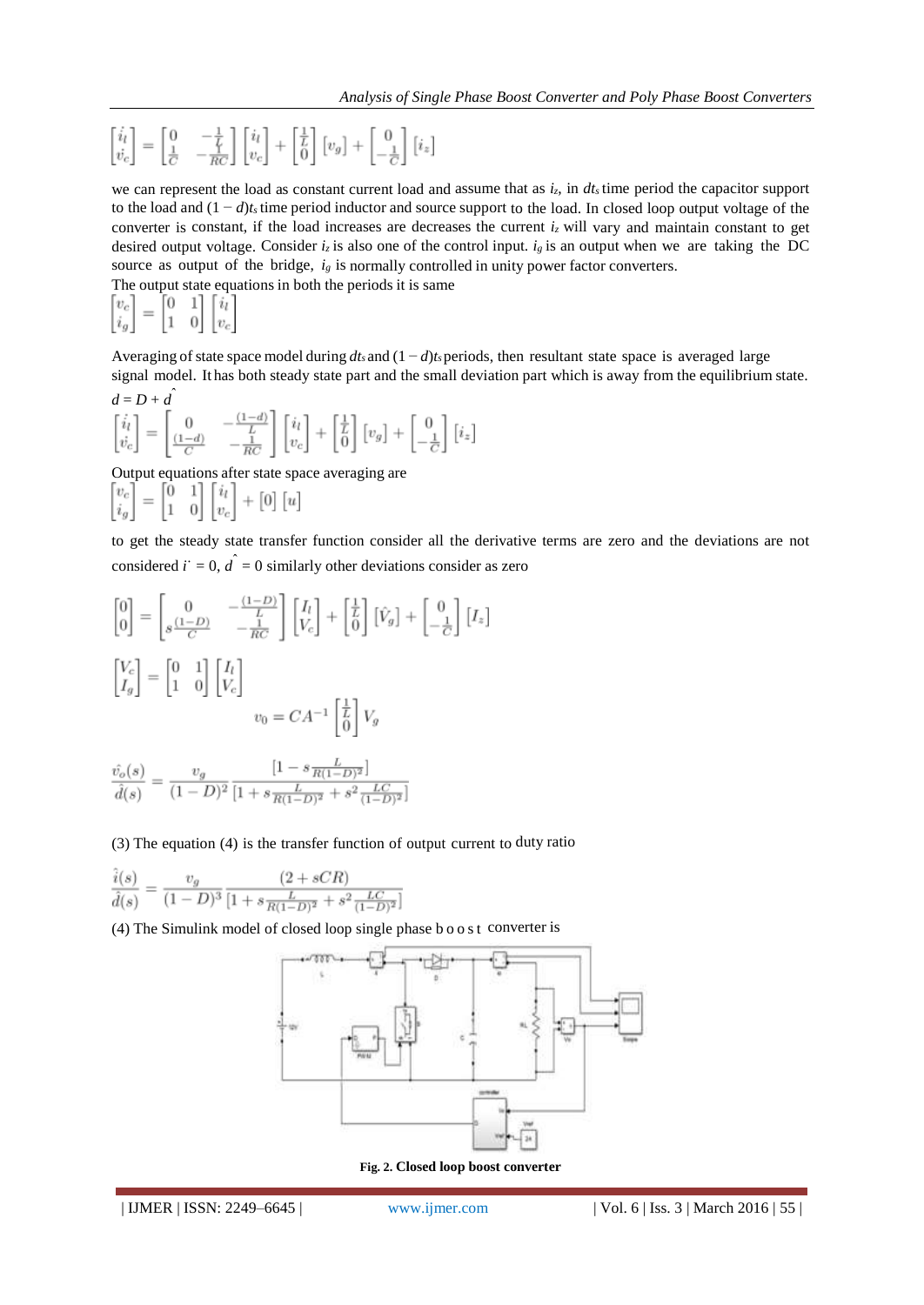$$\begin{bmatrix} \dot{i_l} \\ \dot{v_c} \end{bmatrix} = \begin{bmatrix} 0 & -\frac{1}{L} \\ \frac{1}{C} & -\frac{1}{RC} \end{bmatrix} \begin{bmatrix} i_l \\ v_c \end{bmatrix} + \begin{bmatrix} \frac{1}{L} \\ 0 \end{bmatrix} [v_g] + \begin{bmatrix} 0 \\ -\frac{1}{C} \end{bmatrix} [i_z]$$

we can represent the load as constant current load and assume that as $i_z$, in $dt_s$ time period the capacitor support to the load and $(1-d)t_s$ time period inductor and source support to the load. In closed loop output voltage of the converter is constant, if the load increases are decreases the current $i_z$ will vary and maintain constant to get desired output voltage. Consider $i_z$ is also one of the control input. $i_g$ is an output when we are taking the DC source as output of the bridge, $i_g$ is normally controlled in unity power factor converters.

The output state equations in both the periods it is same

$$\begin{bmatrix} v_c \\ i_g \end{bmatrix} = \begin{bmatrix} 0 & 1 \\ 1 & 0 \end{bmatrix} \begin{bmatrix} i_l \\ v_c \end{bmatrix}$$

Averaging of state space model during $dt_s$ and $(1-d)t_s$ periods, then resultant state space is averaged large signal model. It has both steady state part and the small deviation part which is away from the equilibrium state.

$$d = D + \hat{d}$$

$$\begin{bmatrix} \dot{i_l} \\ \dot{v_c} \end{bmatrix} = \begin{bmatrix} 0 & -\frac{(1-d)}{L} \\ \frac{(1-d)}{C} & -\frac{1}{RC} \end{bmatrix} \begin{bmatrix} i_l \\ v_c \end{bmatrix} + \begin{bmatrix} \frac{1}{L} \\ 0 \end{bmatrix} [v_g] + \begin{bmatrix} 0 \\ -\frac{1}{C} \end{bmatrix} [i_z]$$

Output equations after state space averaging are

$$\begin{bmatrix} v_c \\ i_g \end{bmatrix} = \begin{bmatrix} 0 & 1 \\ 1 & 0 \end{bmatrix} \begin{bmatrix} i_l \\ v_c \end{bmatrix} + [0]\,[u]$$

to get the steady state transfer function consider all the derivative terms are zero and the deviations are not considered $\dot{i} = 0$, $\hat{d} = 0$ similarly other deviations consider as zero

$$\begin{bmatrix} 0 \\ 0 \end{bmatrix} = \begin{bmatrix} 0 & -\frac{(1-D)}{L} \\ s\frac{(1-D)}{C} & -\frac{1}{RC} \end{bmatrix} \begin{bmatrix} I_l \\ V_c \end{bmatrix} + \begin{bmatrix} \frac{1}{L} \\ 0 \end{bmatrix} [\hat{V}_g] + \begin{bmatrix} 0 \\ -\frac{1}{C} \end{bmatrix} [I_z]$$

$$\begin{bmatrix} V_c \\ I_g \end{bmatrix} = \begin{bmatrix} 0 & 1 \\ 1 & 0 \end{bmatrix} \begin{bmatrix} I_l \\ V_c \end{bmatrix}$$

$$v_0 = CA^{-1} \begin{bmatrix} \frac{1}{L} \\ 0 \end{bmatrix} V_g$$

$$\frac{\hat{v}_o(s)}{\hat{d}(s)} = \frac{v_g}{(1-D)^2} \frac{[1 - s\frac{L}{R(1-D)^2}]}{[1 + s\frac{L}{R(1-D)^2} + s^2\frac{LC}{(1-D)^2}]}$$

(3) The equation (4) is the transfer function of output current to duty ratio

$$\frac{\hat{i}(s)}{\hat{d}(s)} = \frac{v_g}{(1-D)^3} \frac{(2 + sCR)}{[1 + s\frac{L}{R(1-D)^2} + s^2\frac{LC}{(1-D)^2}]}$$

(4) The Simulink model of closed loop single phase boost converter is

**Fig. 2. Closed loop boost converter**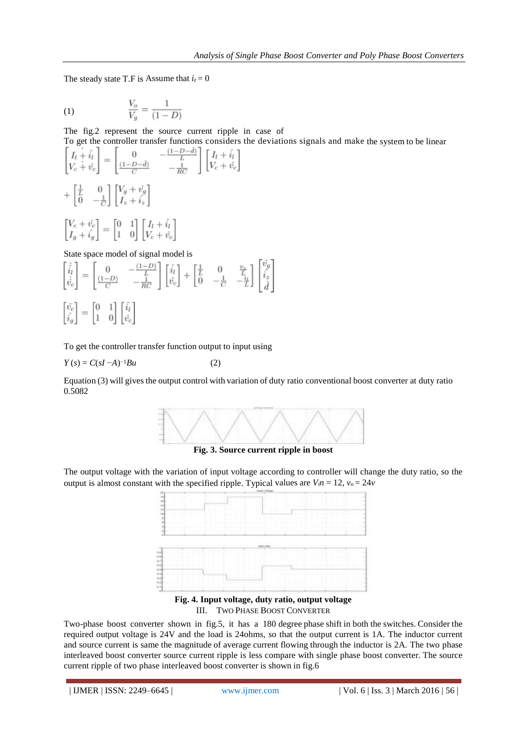The steady state T.F is Assume that $i_z = 0$

$$\frac{V_o}{V_g} = \frac{1}{(1-D)} \tag{1}$$

The fig.2 represent the source current ripple in case of

To get the controller transfer functions considers the deviations signals and make the system to be linear

$$\begin{bmatrix} \dot{I_l + \hat{i_l}} \\ \dot{V_c + \hat{v_c}} \end{bmatrix} = \begin{bmatrix} 0 & -\frac{(1-D-\hat{d})}{L} \\ \frac{(1-D-\hat{d})}{C} & -\frac{1}{RC} \end{bmatrix} \begin{bmatrix} I_l + \hat{i_l} \\ V_c + \hat{v_c} \end{bmatrix}$$

$$+ \begin{bmatrix} \frac{1}{L} & 0 \\ 0 & -\frac{1}{C} \end{bmatrix} \begin{bmatrix} V_g + \hat{v_g} \\ I_z + \hat{i_z} \end{bmatrix}$$

$$\begin{bmatrix} V_c + \hat{v_c} \\ I_g + \hat{i_g} \end{bmatrix} = \begin{bmatrix} 0 & 1 \\ 1 & 0 \end{bmatrix} \begin{bmatrix} I_l + \hat{i_l} \\ V_c + \hat{v_c} \end{bmatrix}$$

State space model of signal model is

$$\begin{bmatrix} \dot{\hat{i_l}} \\ \dot{\hat{v_c}} \end{bmatrix} = \begin{bmatrix} 0 & -\frac{(1-D)}{L} \\ \frac{(1-D)}{C} & -\frac{1}{RC} \end{bmatrix} \begin{bmatrix} \hat{i_l} \\ \hat{v_c} \end{bmatrix} + \begin{bmatrix} \frac{1}{L} & 0 & \frac{v_c}{L} \\ 0 & -\frac{1}{C} & -\frac{i_l}{L} \end{bmatrix} \begin{bmatrix} \hat{v_g} \\ \hat{i_z} \\ \hat{d} \end{bmatrix}$$

$$\begin{bmatrix} \hat{v_c} \\ \hat{i_g} \end{bmatrix} = \begin{bmatrix} 0 & 1 \\ 1 & 0 \end{bmatrix} \begin{bmatrix} \hat{i_l} \\ \hat{v_c} \end{bmatrix}$$

To get the controller transfer function output to input using

$$Y(s) = C(sI - A)^{-1}Bu \tag{2}$$

Equation (3) will gives the output control with variation of duty ratio conventional boost converter at duty ratio 0.5082

**Fig. 3. Source current ripple in boost**

The output voltage with the variation of input voltage according to controller will change the duty ratio, so the output is almost constant with the specified ripple. Typical values are $V_in = 12$, $v_o = 24v$

**Fig. 4. Input voltage, duty ratio, output voltage**

## III. Two Phase Boost Converter

Two-phase boost converter shown in fig.5, it has a 180 degree phase shift in both the switches. Consider the required output voltage is 24V and the load is 24ohms, so that the output current is 1A. The inductor current and source current is same the magnitude of average current flowing through the inductor is 2A. The two phase interleaved boost converter source current ripple is less compare with single phase boost converter. The source current ripple of two phase interleaved boost converter is shown in fig.6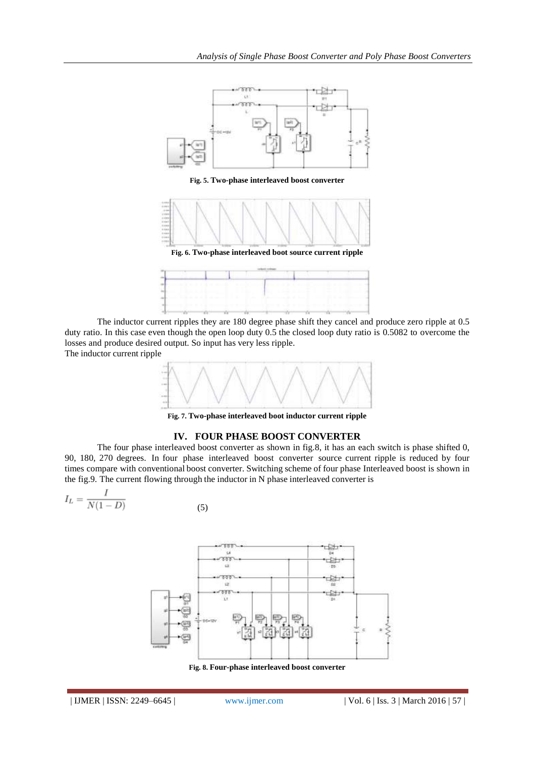Fig. 5. Two-phase interleaved boost converter

Fig. 6. Two-phase interleaved boot source current ripple

The inductor current ripples they are 180 degree phase shift they cancel and produce zero ripple at 0.5 duty ratio. In this case even though the open loop duty 0.5 the closed loop duty ratio is 0.5082 to overcome the losses and produce desired output. So input has very less ripple.

The inductor current ripple

Fig. 7. Two-phase interleaved boot inductor current ripple

## IV. FOUR PHASE BOOST CONVERTER

The four phase interleaved boost converter as shown in fig.8, it has an each switch is phase shifted 0, 90, 180, 270 degrees. In four phase interleaved boost converter source current ripple is reduced by four times compare with conventional boost converter. Switching scheme of four phase Interleaved boost is shown in the fig.9. The current flowing through the inductor in N phase interleaved converter is

$$I_L = \frac{I}{N(1-D)} \tag{5}$$

Fig. 8. Four-phase interleaved boost converter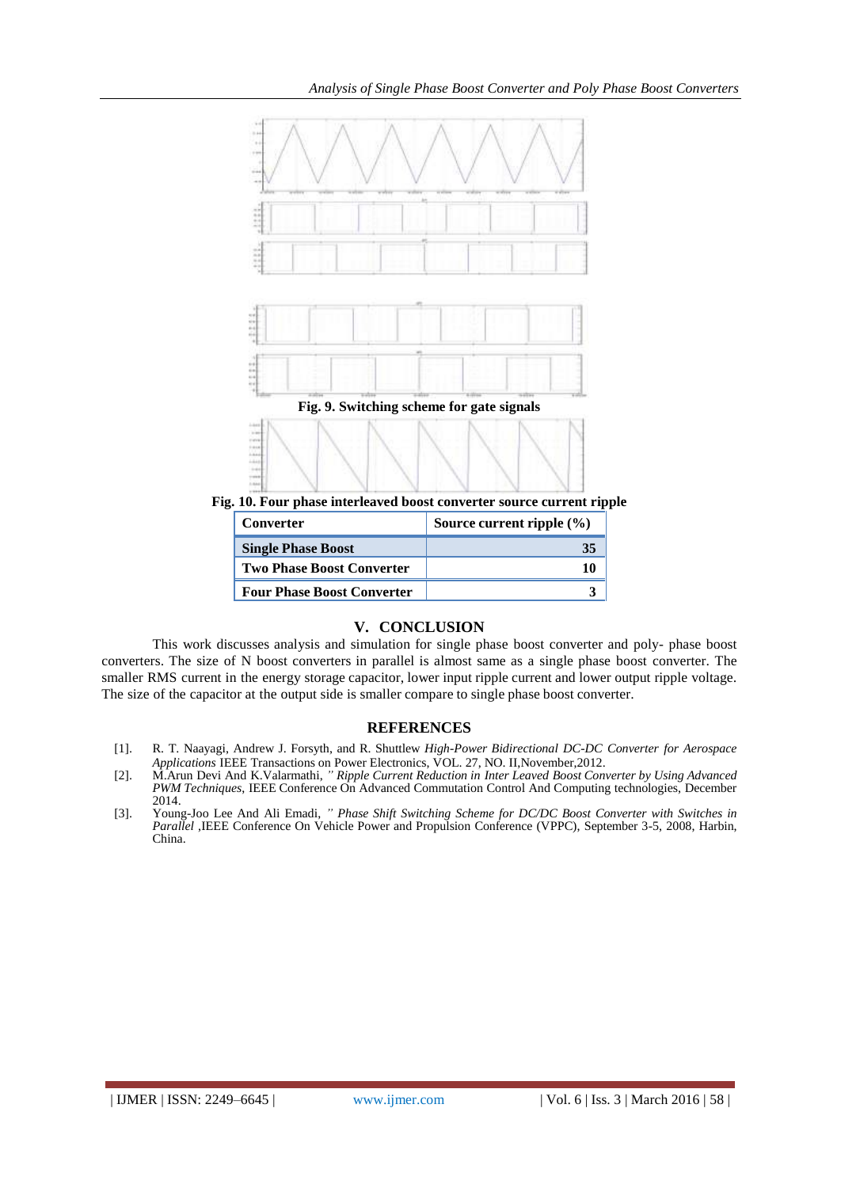Fig. 9. Switching scheme for gate signals

Fig. 10. Four phase interleaved boost converter source current ripple

| Converter | Source current ripple (%) |
|---|---|
| **Single Phase Boost** | **35** |
| **Two Phase Boost Converter** | **10** |
| **Four Phase Boost Converter** | **3** |

## V. CONCLUSION

This work discusses analysis and simulation for single phase boost converter and poly- phase boost converters. The size of N boost converters in parallel is almost same as a single phase boost converter. The smaller RMS current in the energy storage capacitor, lower input ripple current and lower output ripple voltage. The size of the capacitor at the output side is smaller compare to single phase boost converter.

## REFERENCES

[1]. R. T. Naayagi, Andrew J. Forsyth, and R. Shuttlew *High-Power Bidirectional DC-DC Converter for Aerospace Applications* IEEE Transactions on Power Electronics, VOL. 27, NO. II,November,2012.

[2]. M.Arun Devi And K.Valarmathi, *" Ripple Current Reduction in Inter Leaved Boost Converter by Using Advanced PWM Techniques*, IEEE Conference On Advanced Commutation Control And Computing technologies, December 2014.

[3]. Young-Joo Lee And Ali Emadi, *" Phase Shift Switching Scheme for DC/DC Boost Converter with Switches in Parallel* ,IEEE Conference On Vehicle Power and Propulsion Conference (VPPC), September 3-5, 2008, Harbin, China.